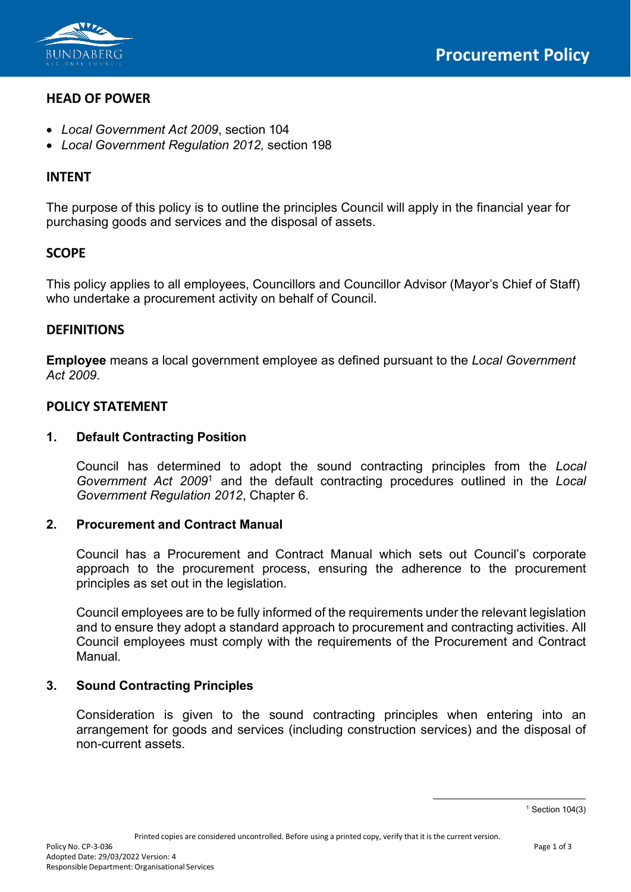# Procurement Policy

## HEAD OF POWER

- *Local Government Act 2009*, section 104
- *Local Government Regulation 2012,* section 198

## INTENT

The purpose of this policy is to outline the principles Council will apply in the financial year for purchasing goods and services and the disposal of assets.

## SCOPE

This policy applies to all employees, Councillors and Councillor Advisor (Mayor's Chief of Staff) who undertake a procurement activity on behalf of Council.

## DEFINITIONS

**Employee** means a local government employee as defined pursuant to the *Local Government Act 2009*.

## POLICY STATEMENT

### 1. Default Contracting Position

Council has determined to adopt the sound contracting principles from the *Local Government Act 2009*[1] and the default contracting procedures outlined in the *Local Government Regulation 2012*, Chapter 6.

### 2. Procurement and Contract Manual

Council has a Procurement and Contract Manual which sets out Council's corporate approach to the procurement process, ensuring the adherence to the procurement principles as set out in the legislation.

Council employees are to be fully informed of the requirements under the relevant legislation and to ensure they adopt a standard approach to procurement and contracting activities. All Council employees must comply with the requirements of the Procurement and Contract Manual.

### 3. Sound Contracting Principles

Consideration is given to the sound contracting principles when entering into an arrangement for goods and services (including construction services) and the disposal of non-current assets.

[1] Section 104(3)

Printed copies are considered uncontrolled. Before using a printed copy, verify that it is the current version.

Policy No. CP-3-036
Adopted Date: 29/03/2022 Version: 4
Responsible Department: Organisational Services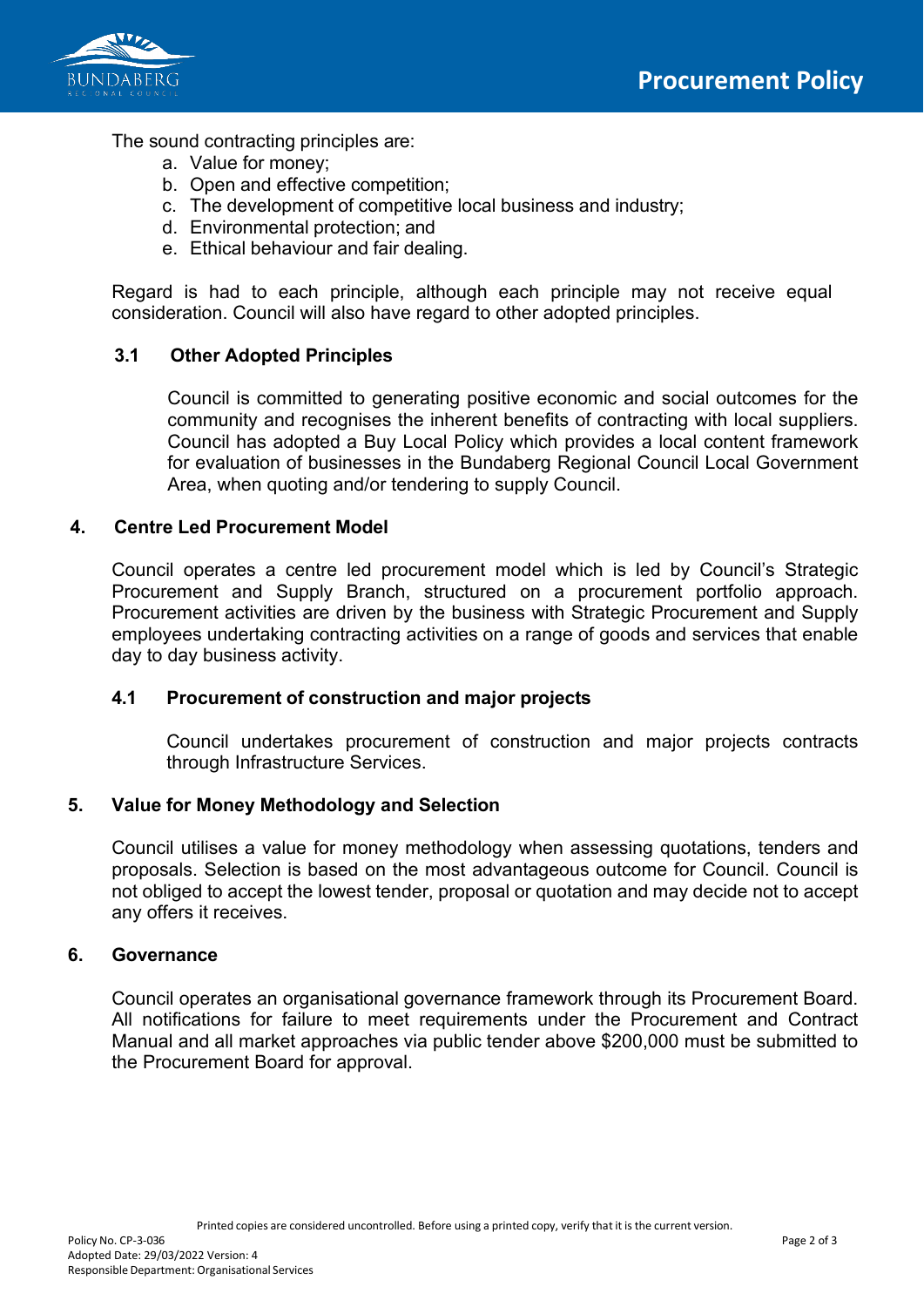The sound contracting principles are:

a. Value for money;
b. Open and effective competition;
c. The development of competitive local business and industry;
d. Environmental protection; and
e. Ethical behaviour and fair dealing.

Regard is had to each principle, although each principle may not receive equal consideration. Council will also have regard to other adopted principles.

### 3.1 Other Adopted Principles

Council is committed to generating positive economic and social outcomes for the community and recognises the inherent benefits of contracting with local suppliers. Council has adopted a Buy Local Policy which provides a local content framework for evaluation of businesses in the Bundaberg Regional Council Local Government Area, when quoting and/or tendering to supply Council.

## 4. Centre Led Procurement Model

Council operates a centre led procurement model which is led by Council's Strategic Procurement and Supply Branch, structured on a procurement portfolio approach. Procurement activities are driven by the business with Strategic Procurement and Supply employees undertaking contracting activities on a range of goods and services that enable day to day business activity.

### 4.1 Procurement of construction and major projects

Council undertakes procurement of construction and major projects contracts through Infrastructure Services.

## 5. Value for Money Methodology and Selection

Council utilises a value for money methodology when assessing quotations, tenders and proposals. Selection is based on the most advantageous outcome for Council. Council is not obliged to accept the lowest tender, proposal or quotation and may decide not to accept any offers it receives.

## 6. Governance

Council operates an organisational governance framework through its Procurement Board. All notifications for failure to meet requirements under the Procurement and Contract Manual and all market approaches via public tender above $200,000 must be submitted to the Procurement Board for approval.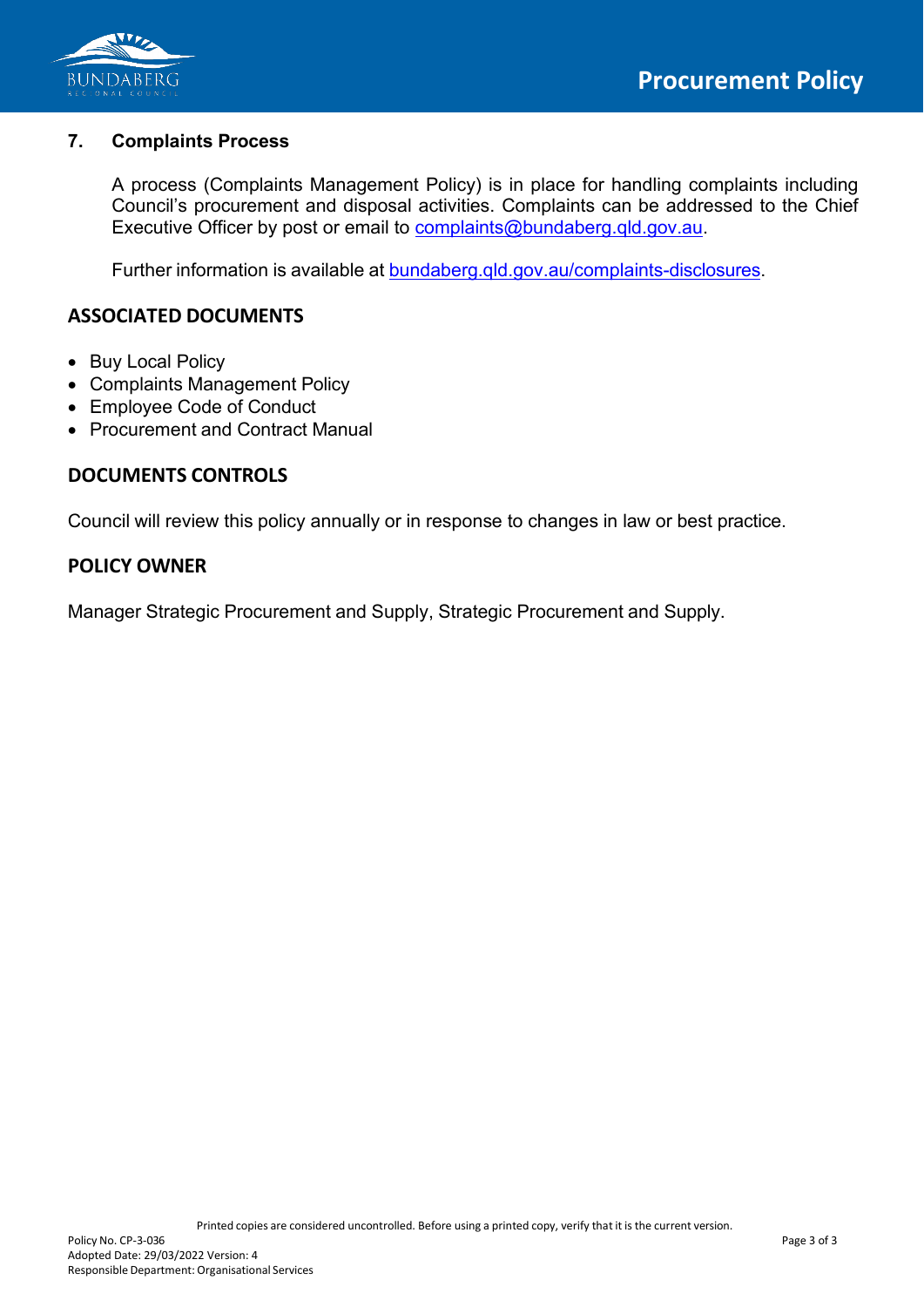### 7. Complaints Process

A process (Complaints Management Policy) is in place for handling complaints including Council's procurement and disposal activities. Complaints can be addressed to the Chief Executive Officer by post or email to complaints@bundaberg.qld.gov.au.

Further information is available at bundaberg.qld.gov.au/complaints-disclosures.

## ASSOCIATED DOCUMENTS

- Buy Local Policy
- Complaints Management Policy
- Employee Code of Conduct
- Procurement and Contract Manual

## DOCUMENTS CONTROLS

Council will review this policy annually or in response to changes in law or best practice.

## POLICY OWNER

Manager Strategic Procurement and Supply, Strategic Procurement and Supply.